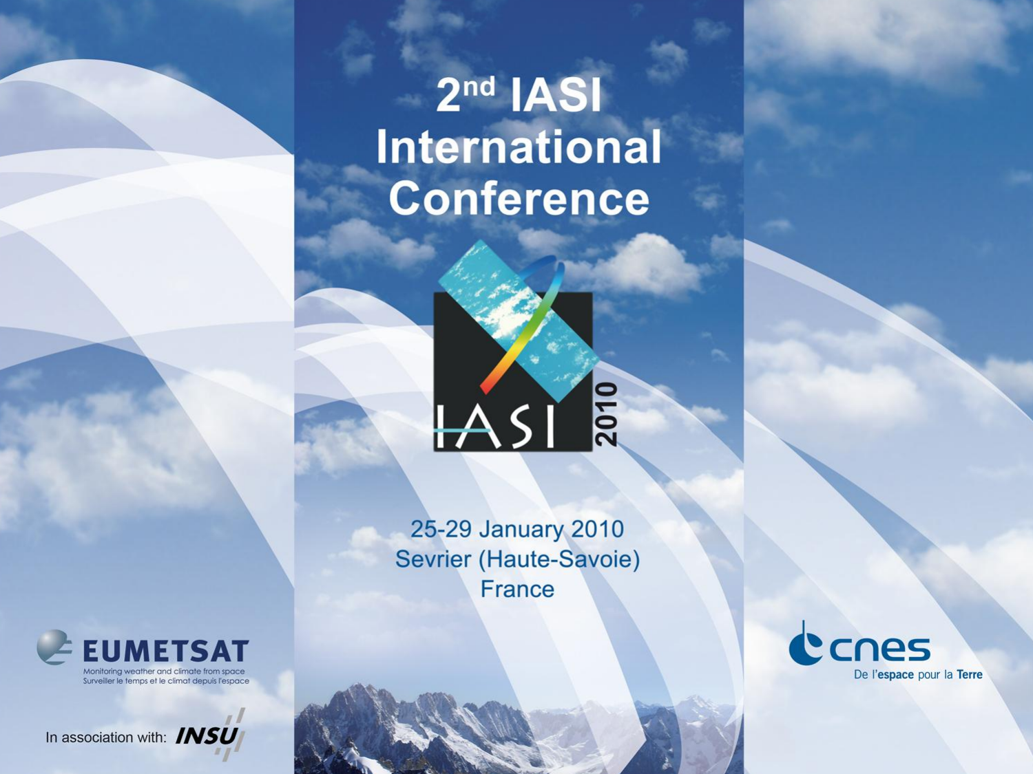# 2nd IASI International Conference

IASI 2010

25-29 January 2010
Sevrier (Haute-Savoie)
France

EUMETSAT
Monitoring weather and climate from space
Surveiller le temps et le climat depuis l'espace

In association with: INSU

cnes
De l'espace pour la Terre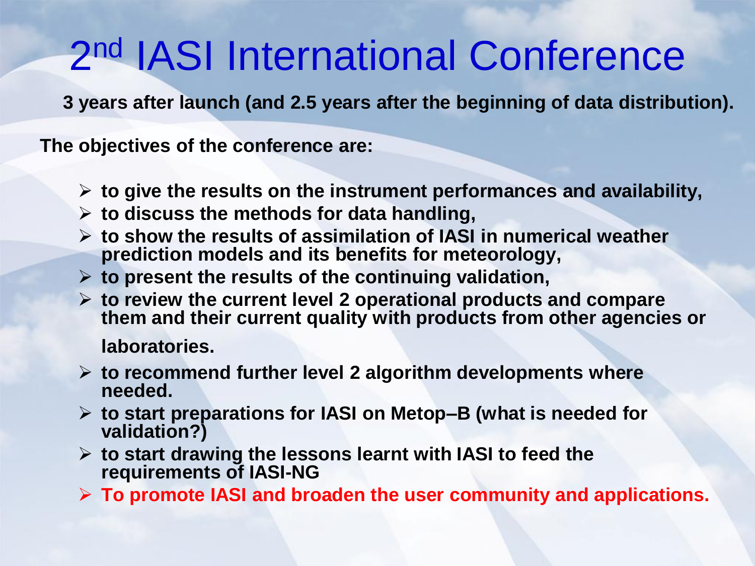# 2nd IASI International Conference

**3 years after launch (and 2.5 years after the beginning of data distribution).**

**The objectives of the conference are:**

- **to give the results on the instrument performances and availability,**
- **to discuss the methods for data handling,**
- **to show the results of assimilation of IASI in numerical weather prediction models and its benefits for meteorology,**
- **to present the results of the continuing validation,**
- **to review the current level 2 operational products and compare them and their current quality with products from other agencies or laboratories.**
- **to recommend further level 2 algorithm developments where needed.**
- **to start preparations for IASI on Metop–B (what is needed for validation?)**
- **to start drawing the lessons learnt with IASI to feed the requirements of IASI-NG**
- **To promote IASI and broaden the user community and applications.**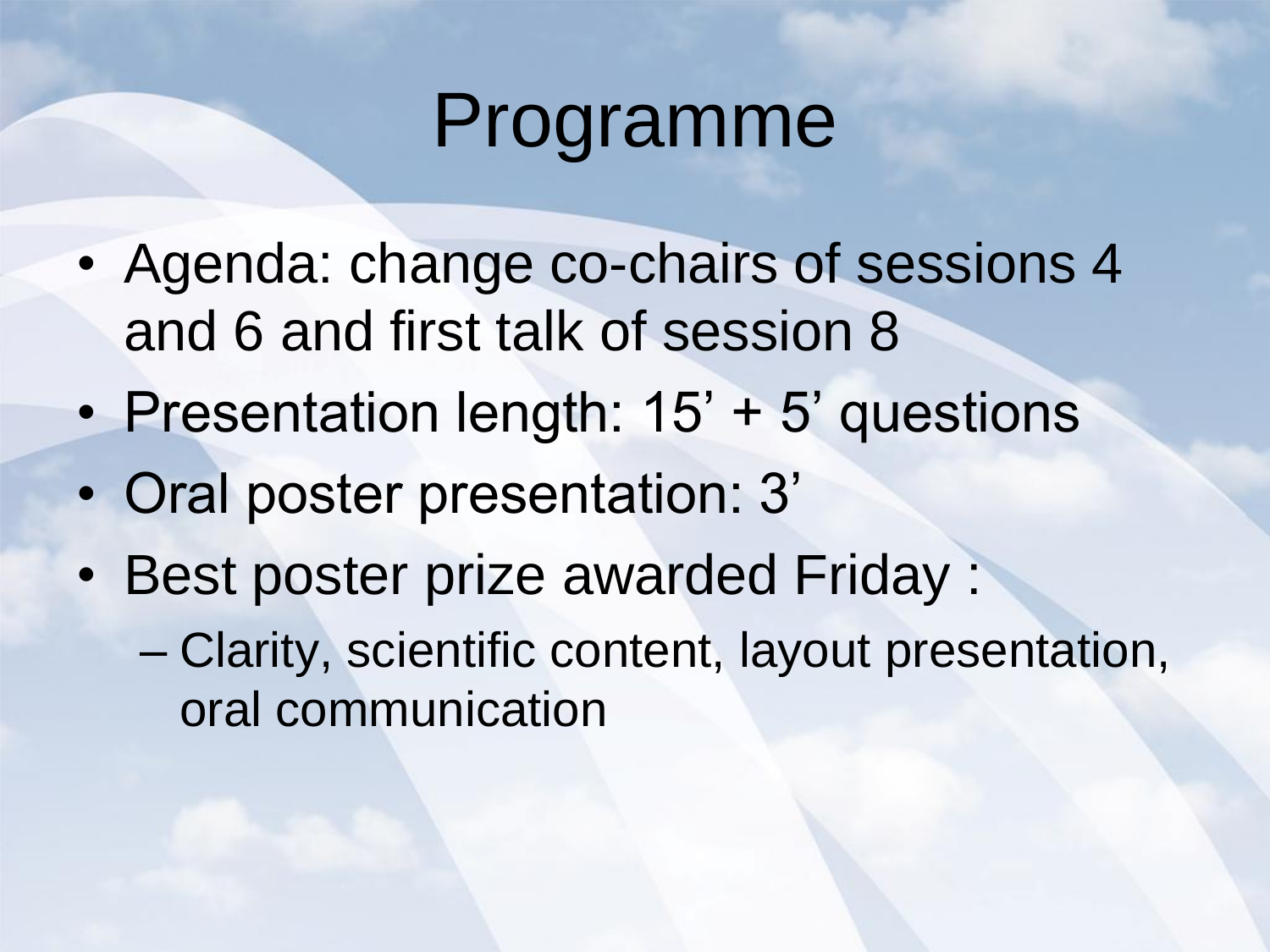# Programme

- Agenda: change co-chairs of sessions 4 and 6 and first talk of session 8
- Presentation length: 15’ + 5’ questions
- Oral poster presentation: 3’
- Best poster prize awarded Friday :
  - Clarity, scientific content, layout presentation, oral communication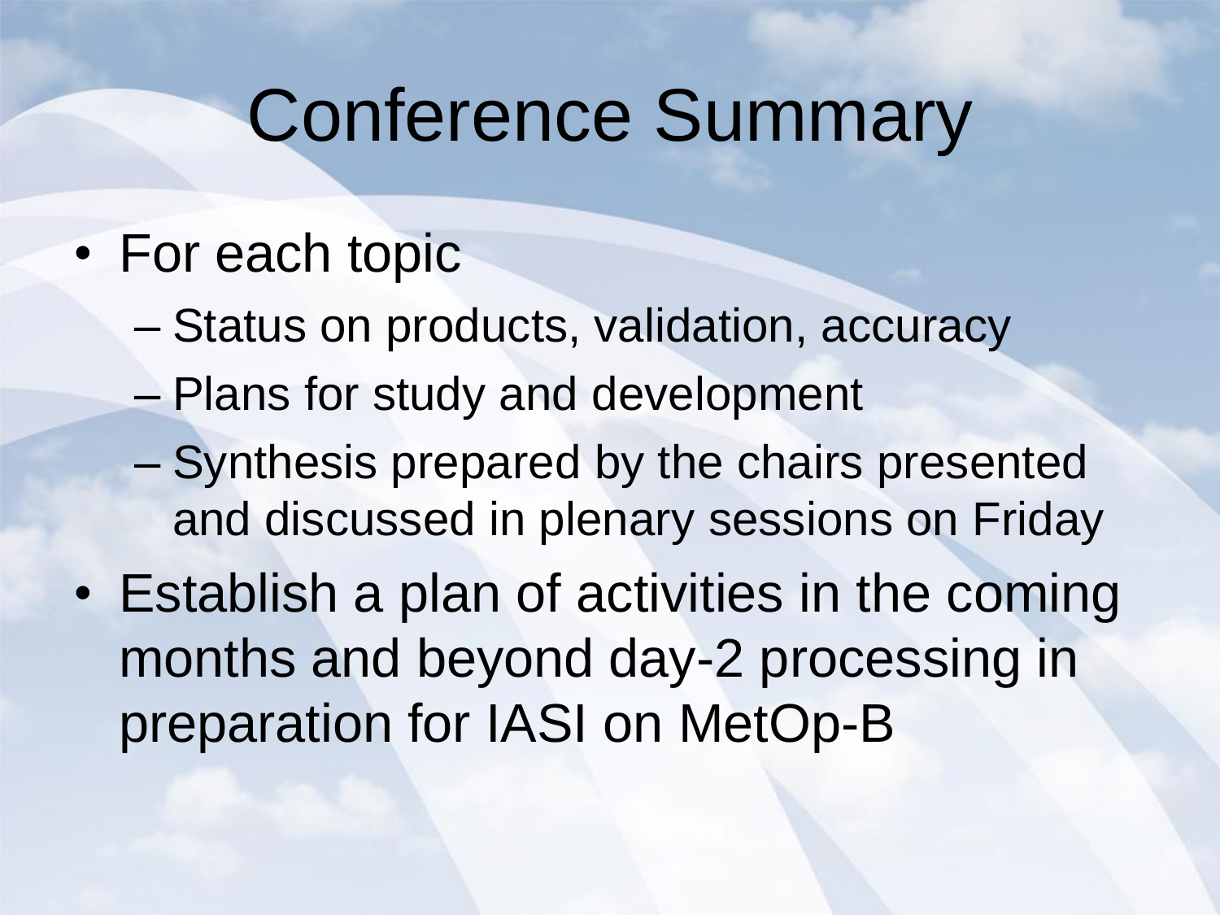# Conference Summary

- For each topic
  - Status on products, validation, accuracy
  - Plans for study and development
  - Synthesis prepared by the chairs presented and discussed in plenary sessions on Friday
- Establish a plan of activities in the coming months and beyond day-2 processing in preparation for IASI on MetOp-B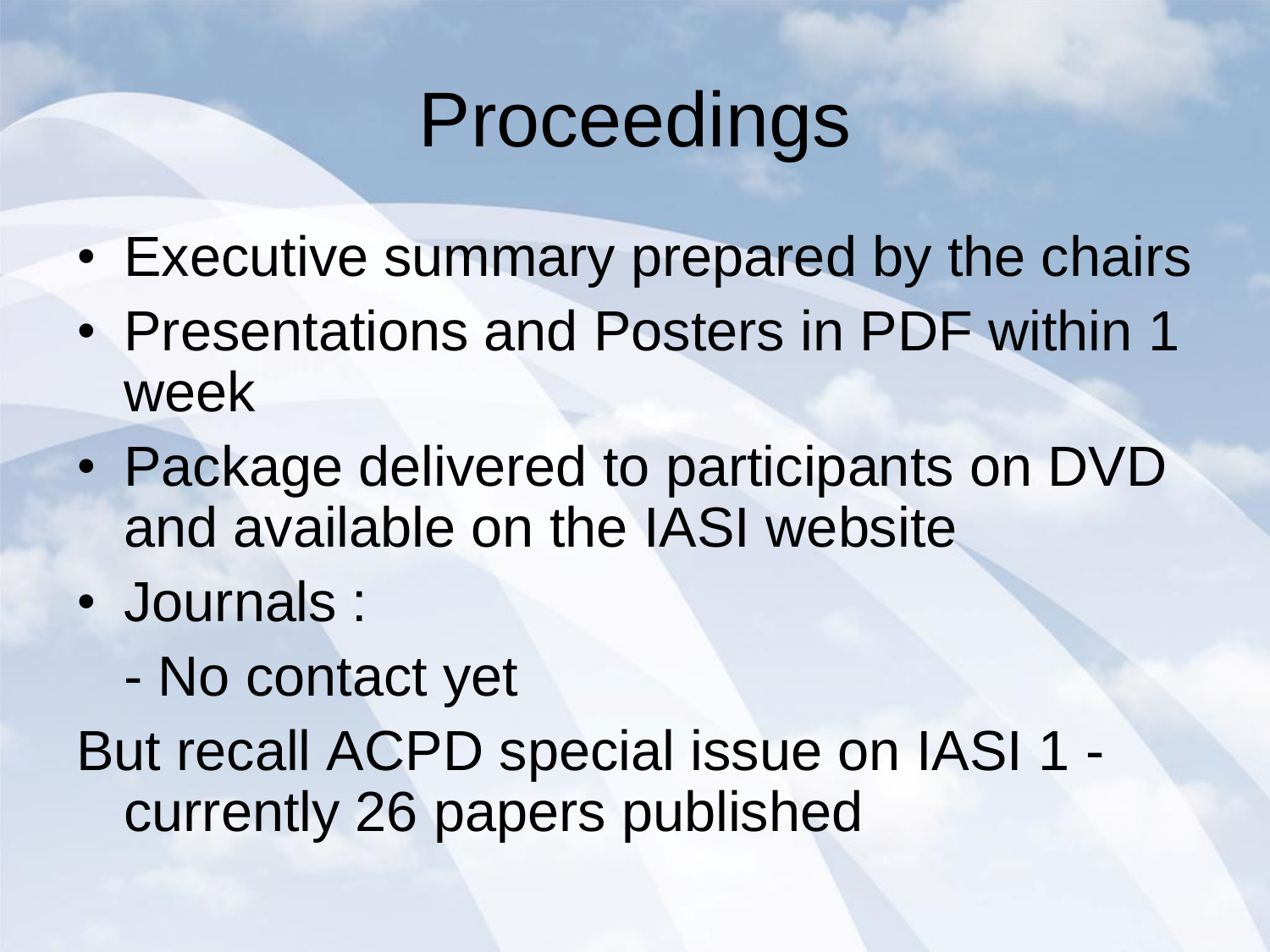# Proceedings

- Executive summary prepared by the chairs
- Presentations and Posters in PDF within 1 week
- Package delivered to participants on DVD and available on the IASI website
- Journals :

  - No contact yet

But recall ACPD special issue on IASI 1 - currently 26 papers published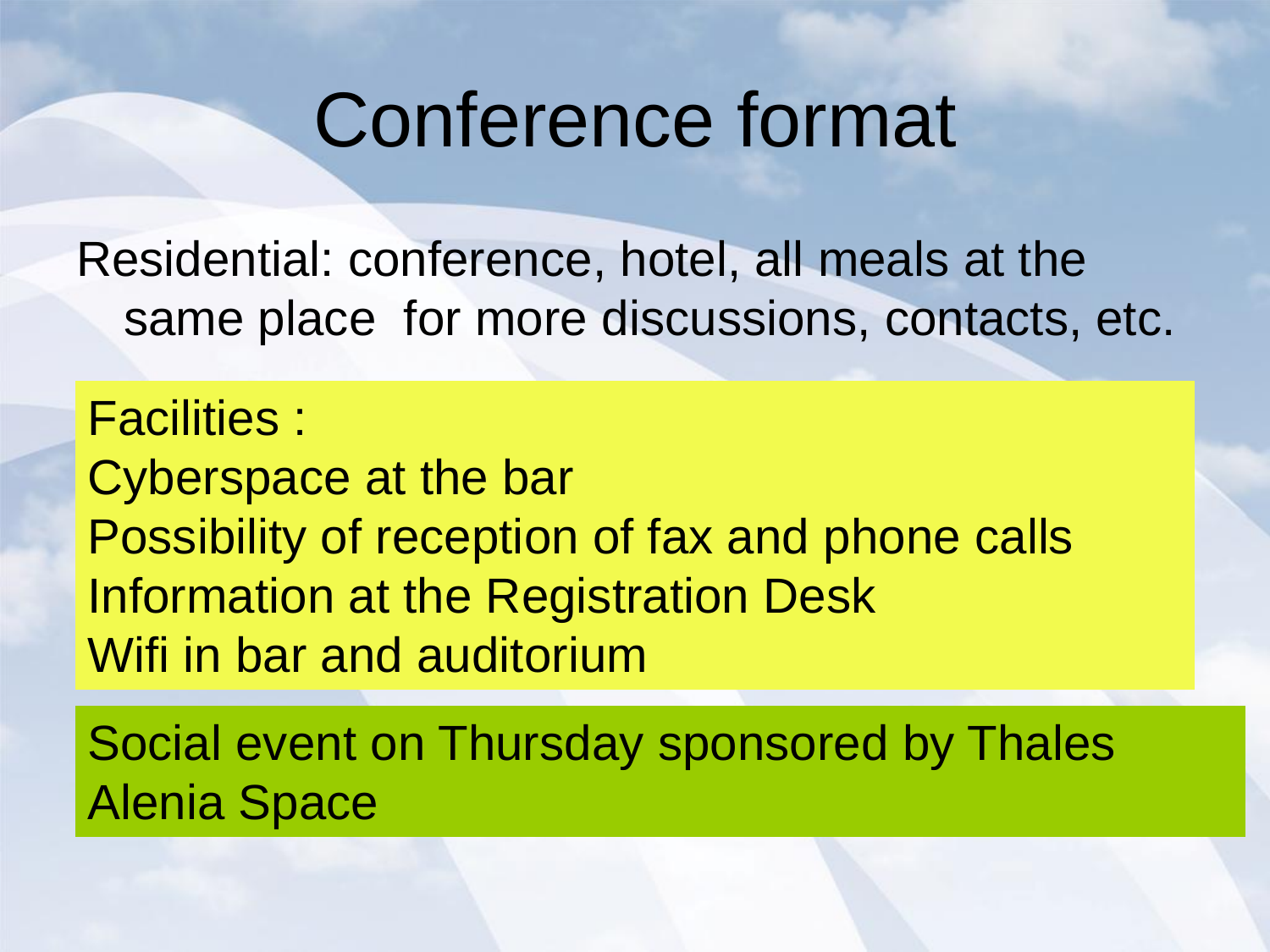# Conference format

Residential: conference, hotel, all meals at the same place for more discussions, contacts, etc.

Facilities :

Cyberspace at the bar

Possibility of reception of fax and phone calls

Information at the Registration Desk

Wifi in bar and auditorium

Social event on Thursday sponsored by Thales Alenia Space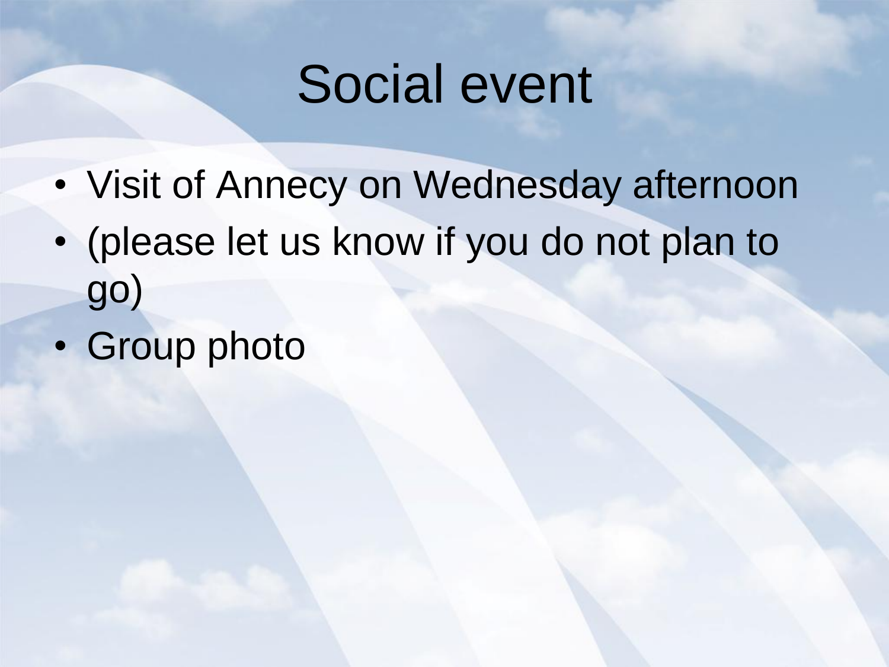# Social event

- Visit of Annecy on Wednesday afternoon
- (please let us know if you do not plan to go)
- Group photo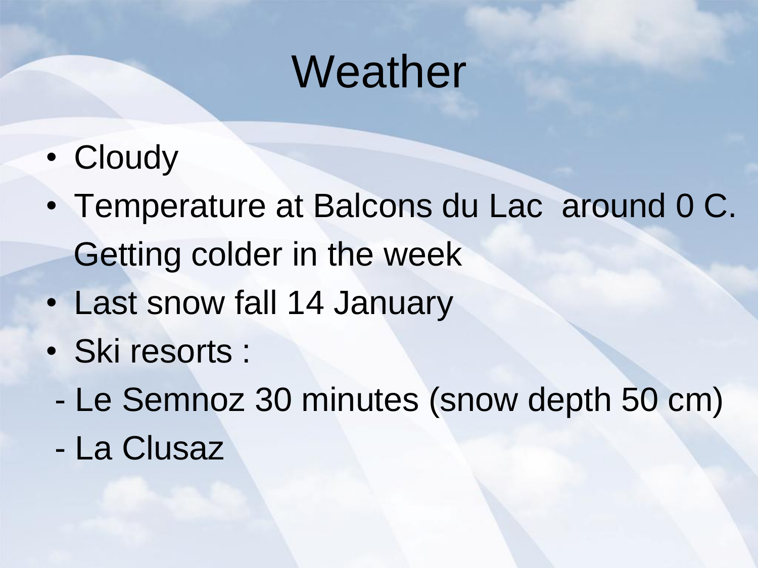# Weather

- Cloudy
- Temperature at Balcons du Lac around 0 C. Getting colder in the week
- Last snow fall 14 January
- Ski resorts :

- Le Semnoz 30 minutes (snow depth 50 cm)
- La Clusaz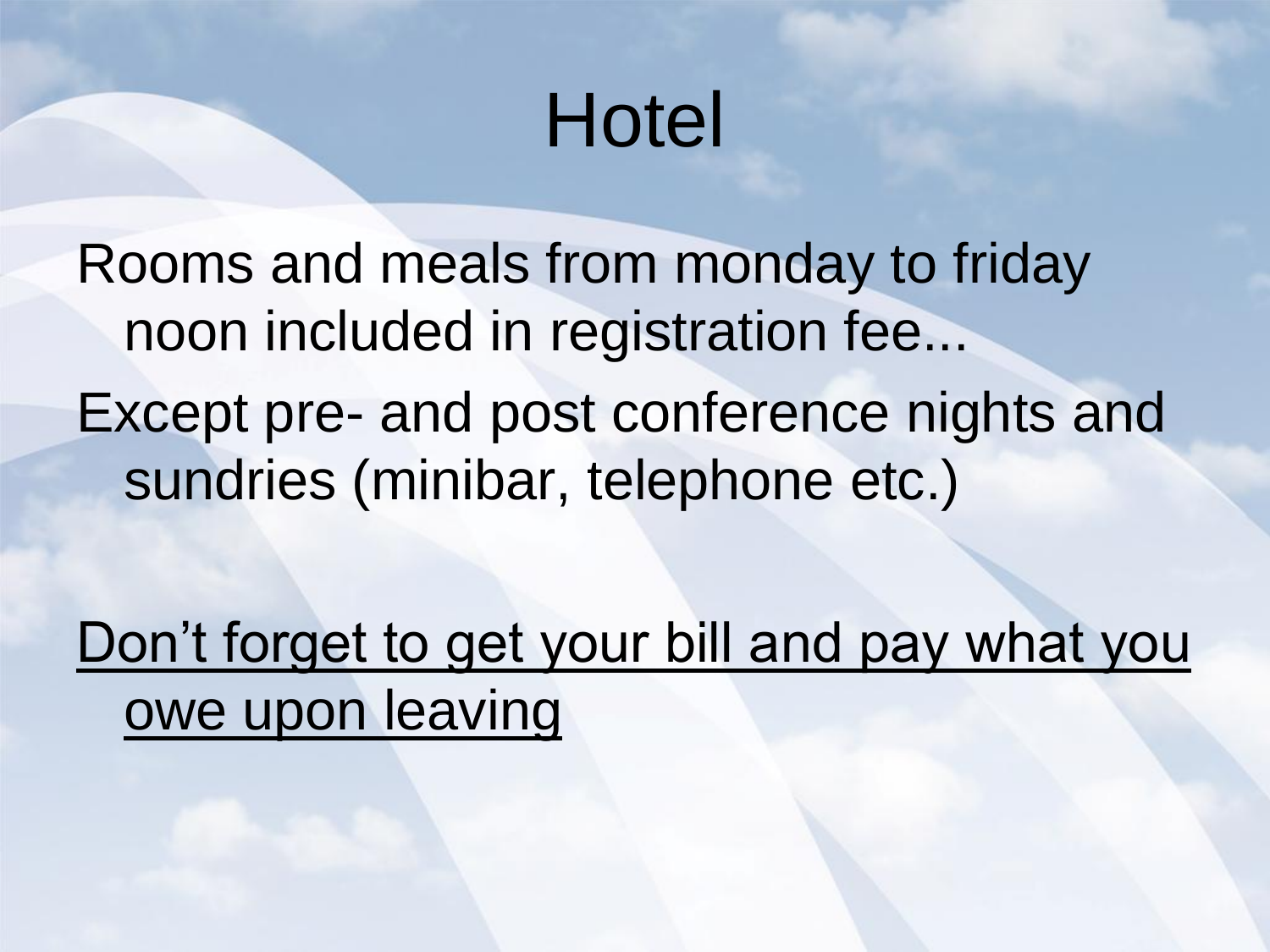# Hotel

Rooms and meals from monday to friday noon included in registration fee...

Except pre- and post conference nights and sundries (minibar, telephone etc.)

<u>Don’t forget to get your bill and pay what you owe upon leaving</u>